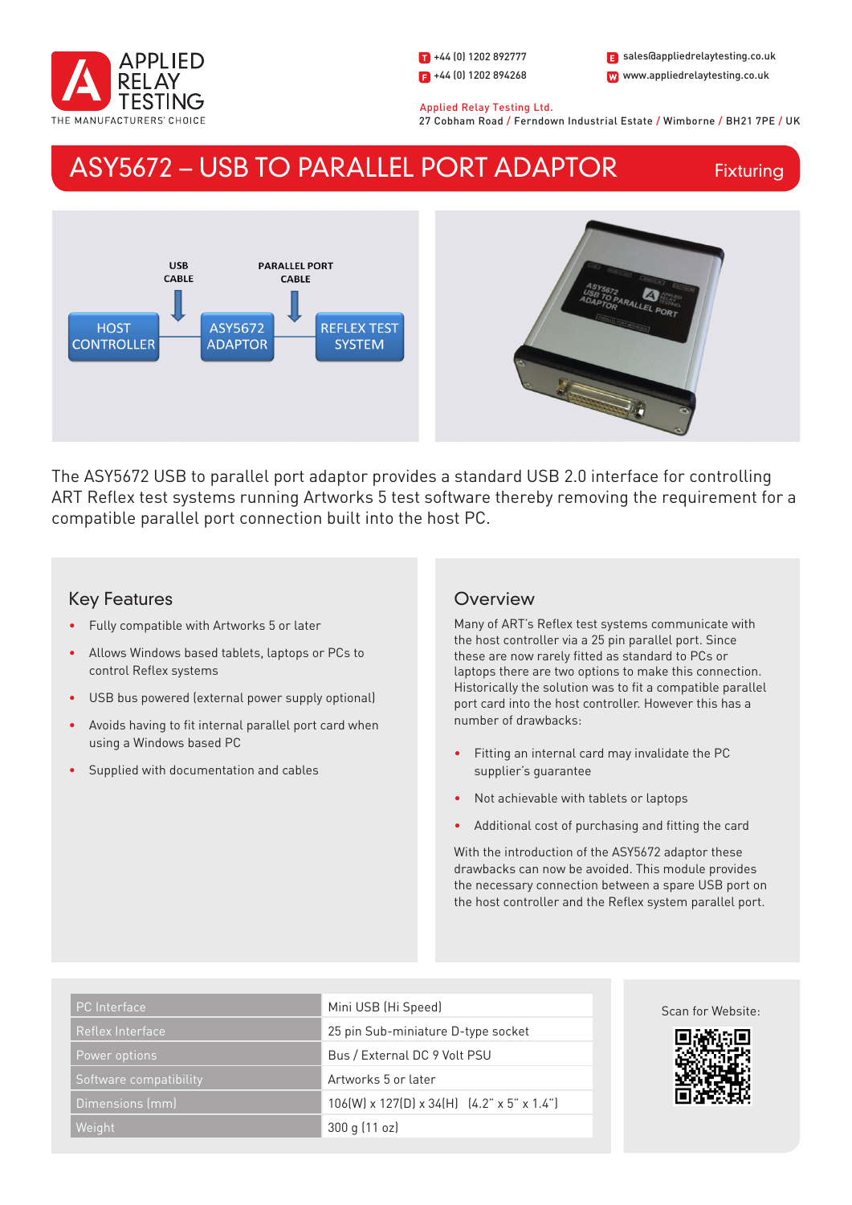APPLIED RELAY TESTING
THE MANUFACTURERS' CHOICE

T +44 (0) 1202 892777
F +44 (0) 1202 894268
E sales@appliedrelaytesting.co.uk
W www.appliedrelaytesting.co.uk

Applied Relay Testing Ltd.
27 Cobham Road / Ferndown Industrial Estate / Wimborne / BH21 7PE / UK

# ASY5672 – USB TO PARALLEL PORT ADAPTOR

Fixturing

USB CABLE | PARALLEL PORT CABLE

HOST CONTROLLER — ASY5672 ADAPTOR — REFLEX TEST SYSTEM

The ASY5672 USB to parallel port adaptor provides a standard USB 2.0 interface for controlling ART Reflex test systems running Artworks 5 test software thereby removing the requirement for a compatible parallel port connection built into the host PC.

## Key Features

- Fully compatible with Artworks 5 or later
- Allows Windows based tablets, laptops or PCs to control Reflex systems
- USB bus powered (external power supply optional)
- Avoids having to fit internal parallel port card when using a Windows based PC
- Supplied with documentation and cables

## Overview

Many of ART's Reflex test systems communicate with the host controller via a 25 pin parallel port. Since these are now rarely fitted as standard to PCs or laptops there are two options to make this connection. Historically the solution was to fit a compatible parallel port card into the host controller. However this has a number of drawbacks:

- Fitting an internal card may invalidate the PC supplier's guarantee
- Not achievable with tablets or laptops
- Additional cost of purchasing and fitting the card

With the introduction of the ASY5672 adaptor these drawbacks can now be avoided. This module provides the necessary connection between a spare USB port on the host controller and the Reflex system parallel port.

| | |
|---|---|
| PC Interface | Mini USB (Hi Speed) |
| Reflex Interface | 25 pin Sub-miniature D-type socket |
| Power options | Bus / External DC 9 Volt PSU |
| Software compatibility | Artworks 5 or later |
| Dimensions (mm) | 106(W) x 127(D) x 34(H) (4.2" x 5" x 1.4") |
| Weight | 300 g (11 oz) |

Scan for Website: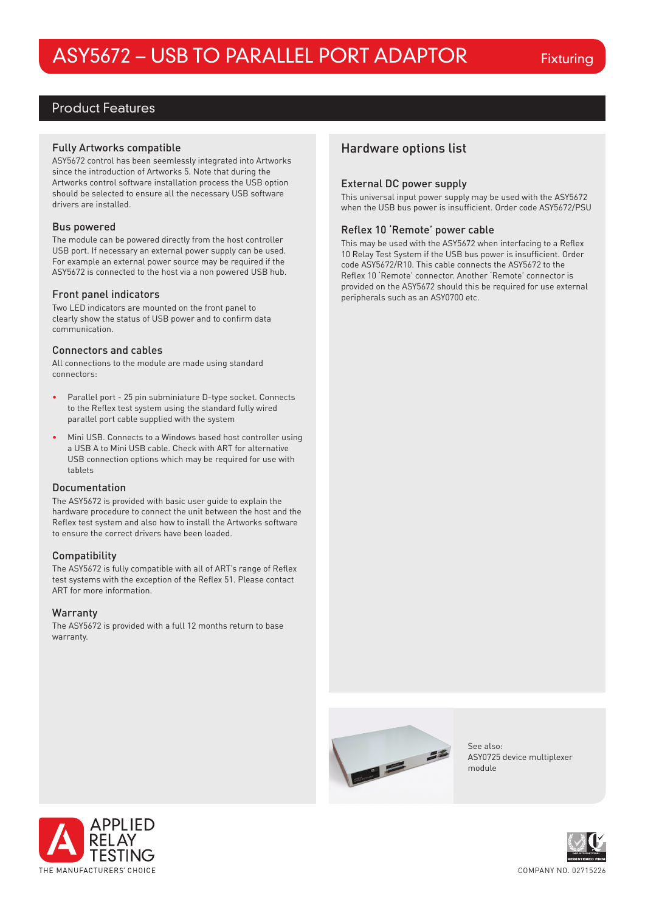# ASY5672 – USB TO PARALLEL PORT ADAPTOR

Fixturing

## Product Features

### Fully Artworks compatible

ASY5672 control has been seemlessly integrated into Artworks since the introduction of Artworks 5. Note that during the Artworks control software installation process the USB option should be selected to ensure all the necessary USB software drivers are installed.

### Bus powered

The module can be powered directly from the host controller USB port. If necessary an external power supply can be used. For example an external power source may be required if the ASY5672 is connected to the host via a non powered USB hub.

### Front panel indicators

Two LED indicators are mounted on the front panel to clearly show the status of USB power and to confirm data communication.

### Connectors and cables

All connections to the module are made using standard connectors:

- Parallel port - 25 pin subminiature D-type socket. Connects to the Reflex test system using the standard fully wired parallel port cable supplied with the system
- Mini USB. Connects to a Windows based host controller using a USB A to Mini USB cable. Check with ART for alternative USB connection options which may be required for use with tablets

### Documentation

The ASY5672 is provided with basic user guide to explain the hardware procedure to connect the unit between the host and the Reflex test system and also how to install the Artworks software to ensure the correct drivers have been loaded.

### Compatibility

The ASY5672 is fully compatible with all of ART's range of Reflex test systems with the exception of the Reflex 51. Please contact ART for more information.

### Warranty

The ASY5672 is provided with a full 12 months return to base warranty.

## Hardware options list

### External DC power supply

This universal input power supply may be used with the ASY5672 when the USB bus power is insufficient. Order code ASY5672/PSU

### Reflex 10 'Remote' power cable

This may be used with the ASY5672 when interfacing to a Reflex 10 Relay Test System if the USB bus power is insufficient. Order code ASY5672/R10. This cable connects the ASY5672 to the Reflex 10 'Remote' connector. Another 'Remote' connector is provided on the ASY5672 should this be required for use external peripherals such as an ASY0700 etc.

See also:
ASY0725 device multiplexer module

APPLIED RELAY TESTING
THE MANUFACTURERS' CHOICE

COMPANY NO. 02715226